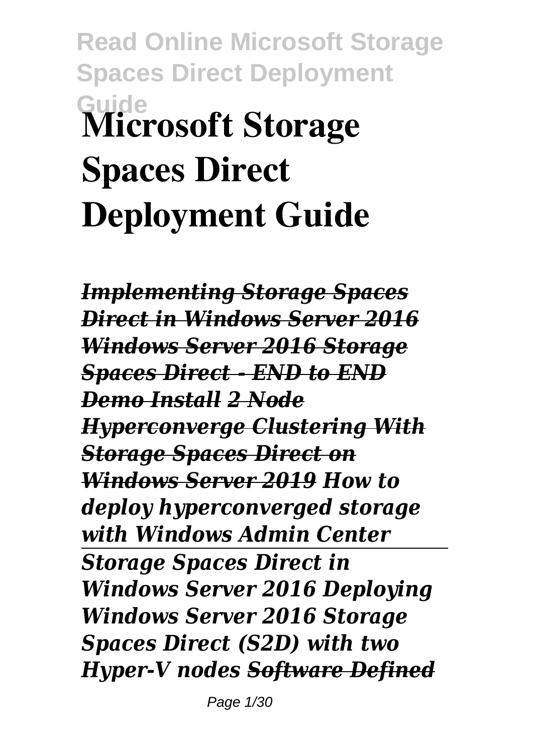# Microsoft Storage Spaces Direct Deployment Guide

~~*Implementing Storage Spaces Direct in Windows Server 2016*~~ ~~*Windows Server 2016 Storage Spaces Direct - END to END Demo Install*~~ ~~*2 Node Hyperconverge Clustering With Storage Spaces Direct on Windows Server 2019*~~ ***How to deploy hyperconverged storage with Windows Admin Center***

---

***Storage Spaces Direct in Windows Server 2016 Deploying Windows Server 2016 Storage Spaces Direct (S2D) with two Hyper-V nodes*** ~~*Software Defined*~~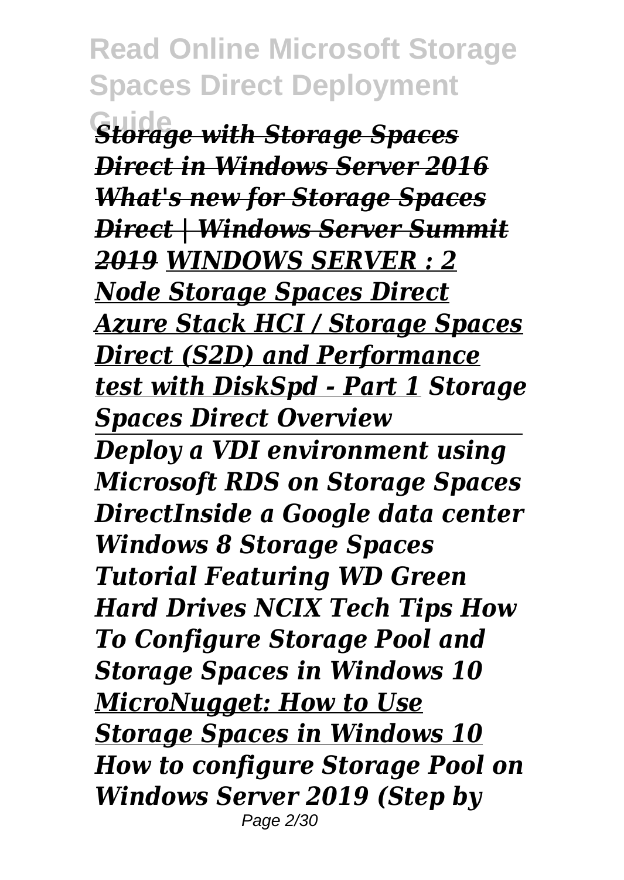*Storage with Storage Spaces Direct in Windows Server 2016 What's new for Storage Spaces Direct | Windows Server Summit 2019 WINDOWS SERVER : 2 Node Storage Spaces Direct Azure Stack HCI / Storage Spaces Direct (S2D) and Performance test with DiskSpd - Part 1 Storage Spaces Direct Overview*

*Deploy a VDI environment using Microsoft RDS on Storage Spaces DirectInside a Google data center Windows 8 Storage Spaces Tutorial Featuring WD Green Hard Drives NCIX Tech Tips How To Configure Storage Pool and Storage Spaces in Windows 10 MicroNugget: How to Use Storage Spaces in Windows 10 How to configure Storage Pool on Windows Server 2019 (Step by*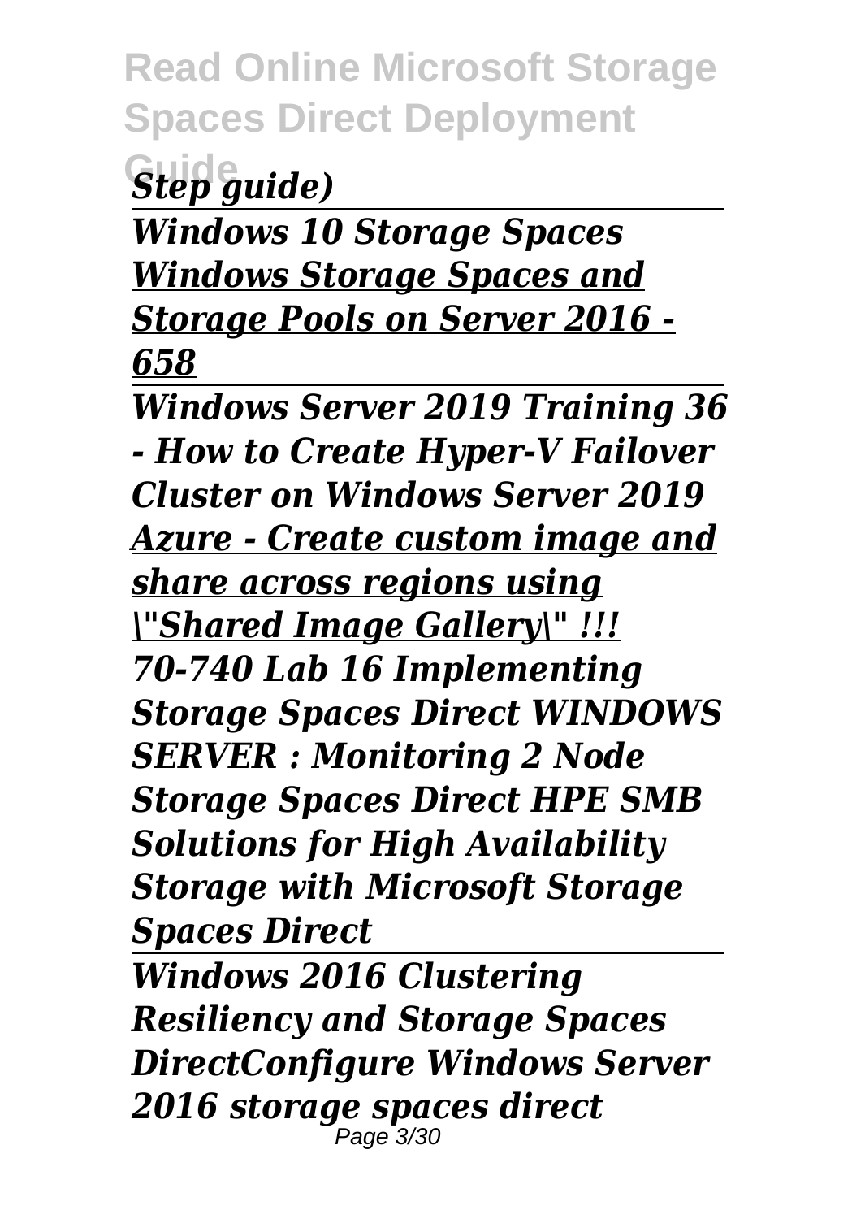*Step guide)*

---

*Windows 10 Storage Spaces*
*Windows Storage Spaces and Storage Pools on Server 2016 - 658*

---

*Windows Server 2019 Training 36 - How to Create Hyper-V Failover Cluster on Windows Server 2019*
*Azure - Create custom image and share across regions using \"Shared Image Gallery\" !!!*
*70-740 Lab 16 Implementing Storage Spaces Direct WINDOWS SERVER : Monitoring 2 Node Storage Spaces Direct HPE SMB Solutions for High Availability Storage with Microsoft Storage Spaces Direct*

---

*Windows 2016 Clustering Resiliency and Storage Spaces DirectConfigure Windows Server 2016 storage spaces direct*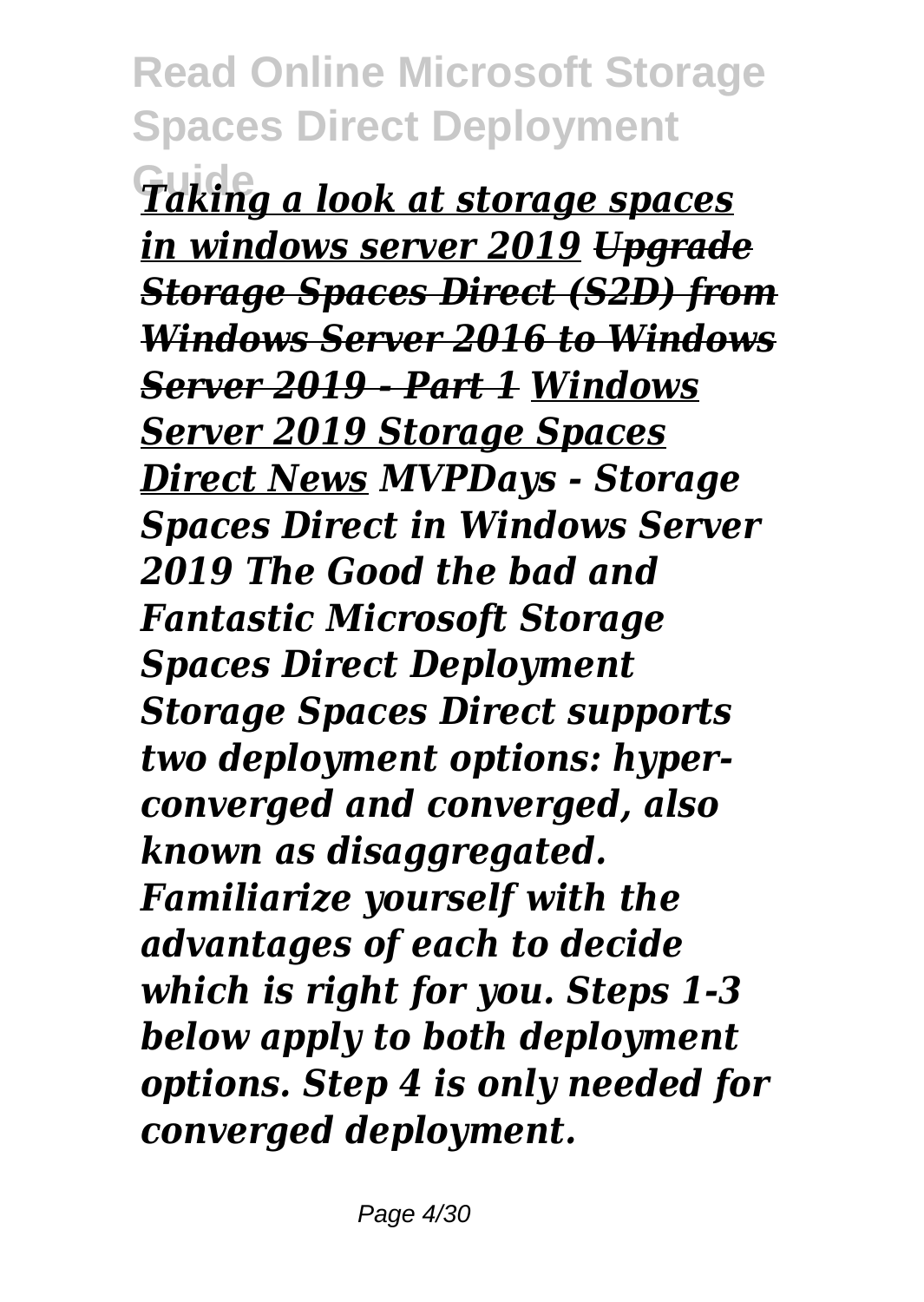*Taking a look at storage spaces in windows server 2019* ~~*Upgrade Storage Spaces Direct (S2D) from Windows Server 2016 to Windows Server 2019 - Part 1*~~ *Windows Server 2019 Storage Spaces Direct News* *MVPDays - Storage Spaces Direct in Windows Server 2019 The Good the bad and Fantastic* ***Microsoft Storage Spaces Direct Deployment***

*Storage Spaces Direct supports two deployment options: hyper-converged and converged, also known as disaggregated. Familiarize yourself with the advantages of each to decide which is right for you. Steps 1-3 below apply to both deployment options. Step 4 is only needed for converged deployment.*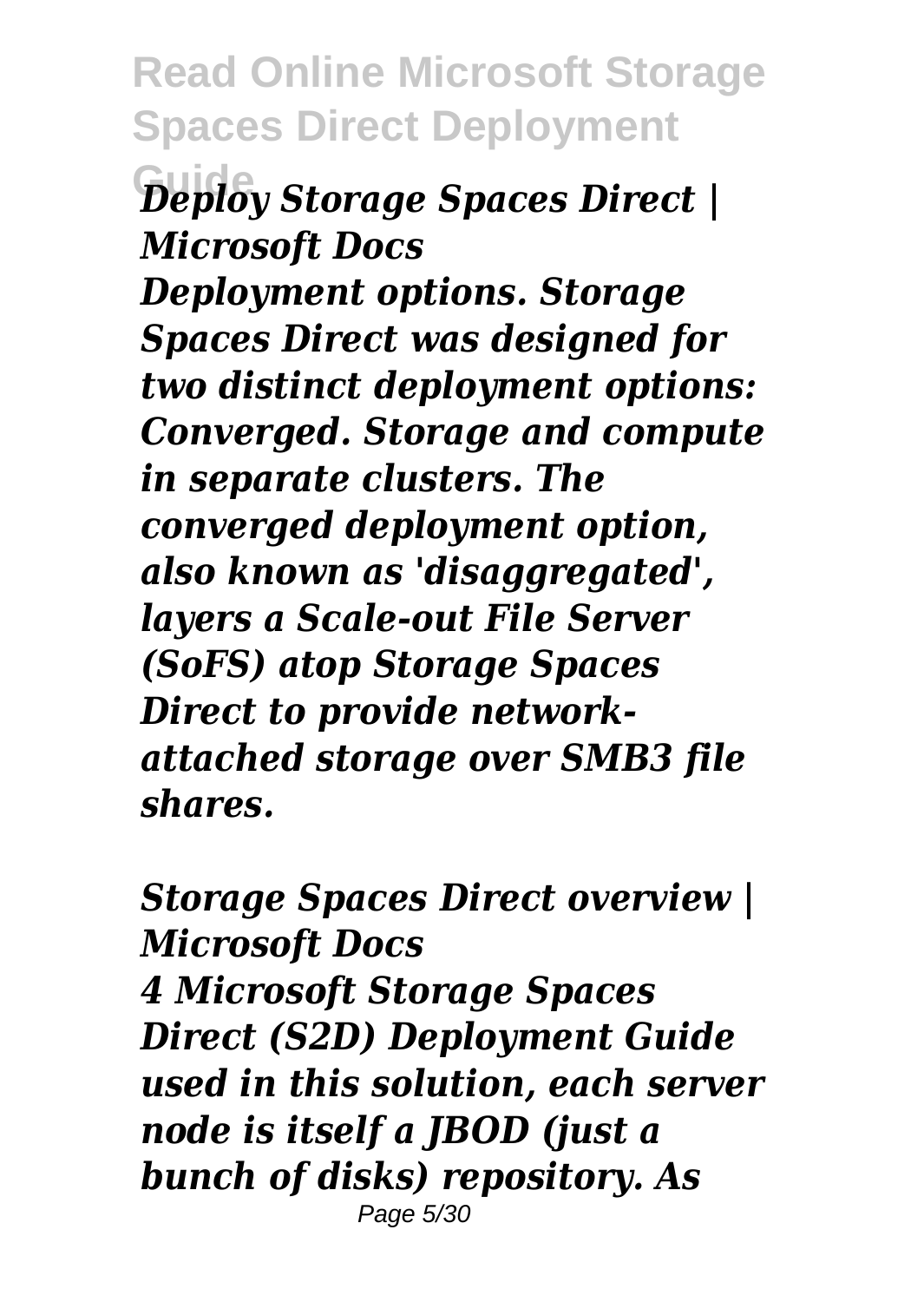*Deploy Storage Spaces Direct | Microsoft Docs*

***Deployment options. Storage Spaces Direct was designed for two distinct deployment options: Converged. Storage and compute in separate clusters. The converged deployment option, also known as 'disaggregated', layers a Scale-out File Server (SoFS) atop Storage Spaces Direct to provide network-attached storage over SMB3 file shares.***

*Storage Spaces Direct overview | Microsoft Docs*

***4 Microsoft Storage Spaces Direct (S2D) Deployment Guide used in this solution, each server node is itself a JBOD (just a bunch of disks) repository. As***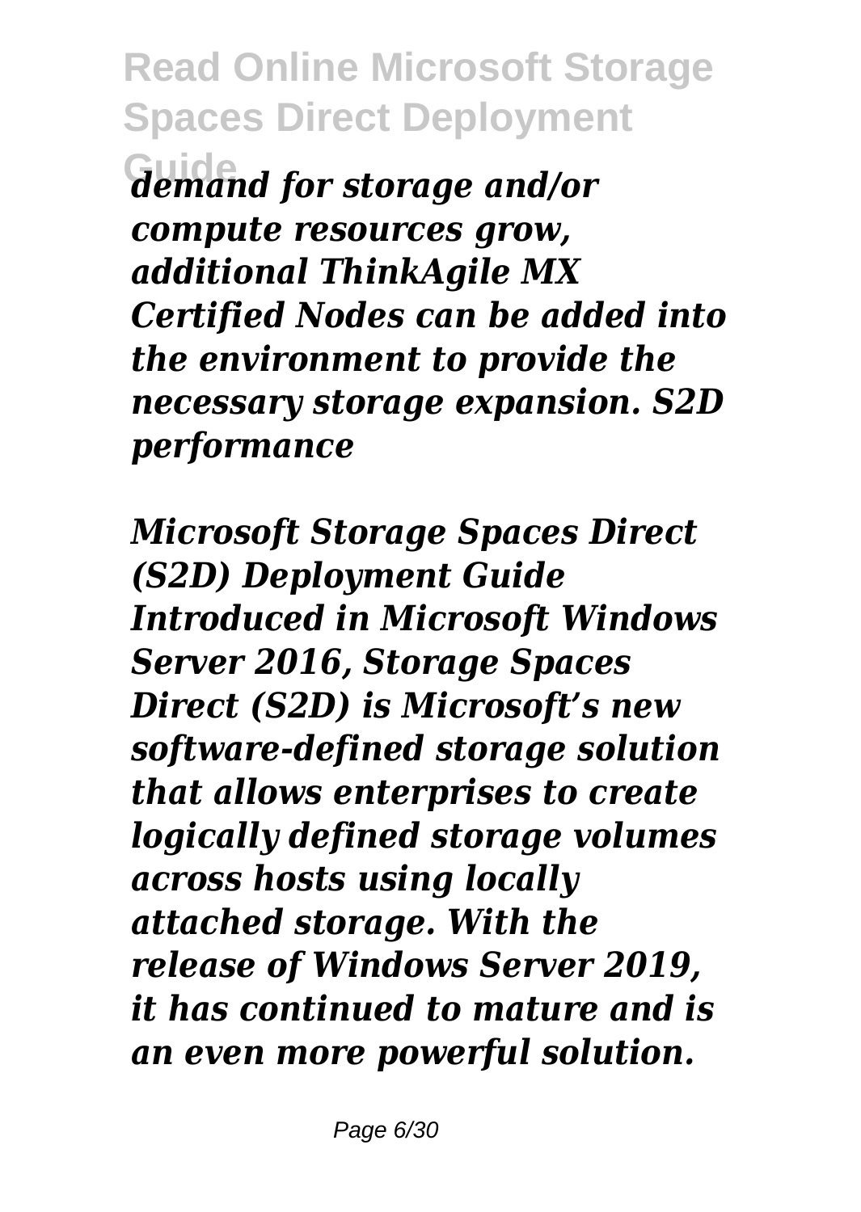*demand for storage and/or compute resources grow, additional ThinkAgile MX Certified Nodes can be added into the environment to provide the necessary storage expansion. S2D performance*

*Microsoft Storage Spaces Direct (S2D) Deployment Guide Introduced in Microsoft Windows Server 2016, Storage Spaces Direct (S2D) is Microsoft's new software-defined storage solution that allows enterprises to create logically defined storage volumes across hosts using locally attached storage. With the release of Windows Server 2019, it has continued to mature and is an even more powerful solution.*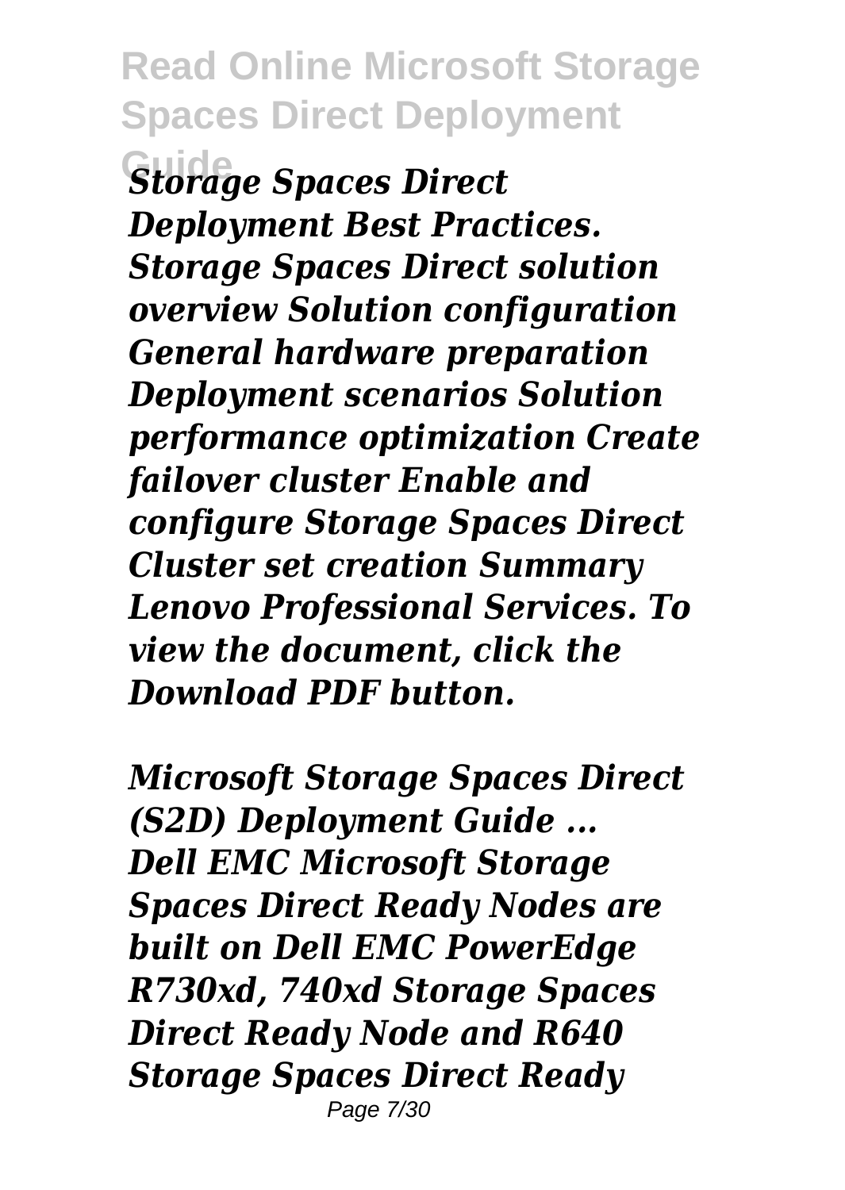*Storage Spaces Direct Deployment Best Practices. Storage Spaces Direct solution overview Solution configuration General hardware preparation Deployment scenarios Solution performance optimization Create failover cluster Enable and configure Storage Spaces Direct Cluster set creation Summary Lenovo Professional Services. To view the document, click the Download PDF button.*

*Microsoft Storage Spaces Direct (S2D) Deployment Guide ...*
*Dell EMC Microsoft Storage Spaces Direct Ready Nodes are built on Dell EMC PowerEdge R730xd, 740xd Storage Spaces Direct Ready Node and R640 Storage Spaces Direct Ready*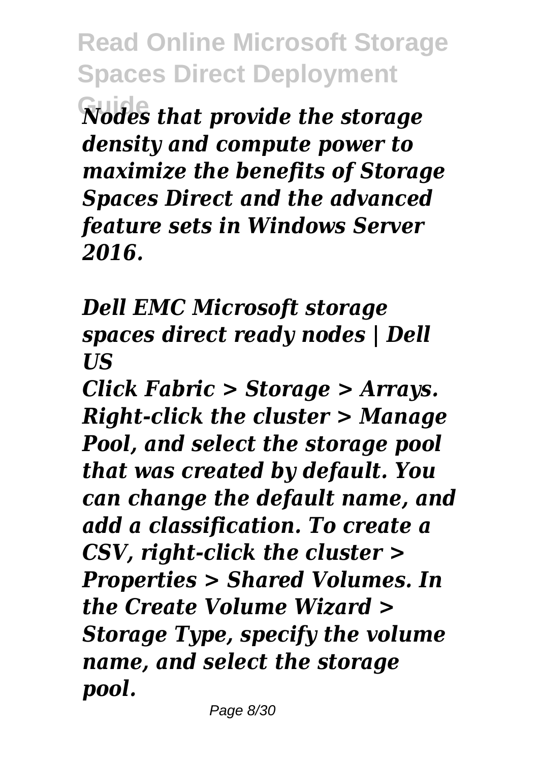*Nodes that provide the storage density and compute power to maximize the benefits of Storage Spaces Direct and the advanced feature sets in Windows Server 2016.*

*Dell EMC Microsoft storage spaces direct ready nodes | Dell US*

*Click Fabric > Storage > Arrays. Right-click the cluster > Manage Pool, and select the storage pool that was created by default. You can change the default name, and add a classification. To create a CSV, right-click the cluster > Properties > Shared Volumes. In the Create Volume Wizard > Storage Type, specify the volume name, and select the storage pool.*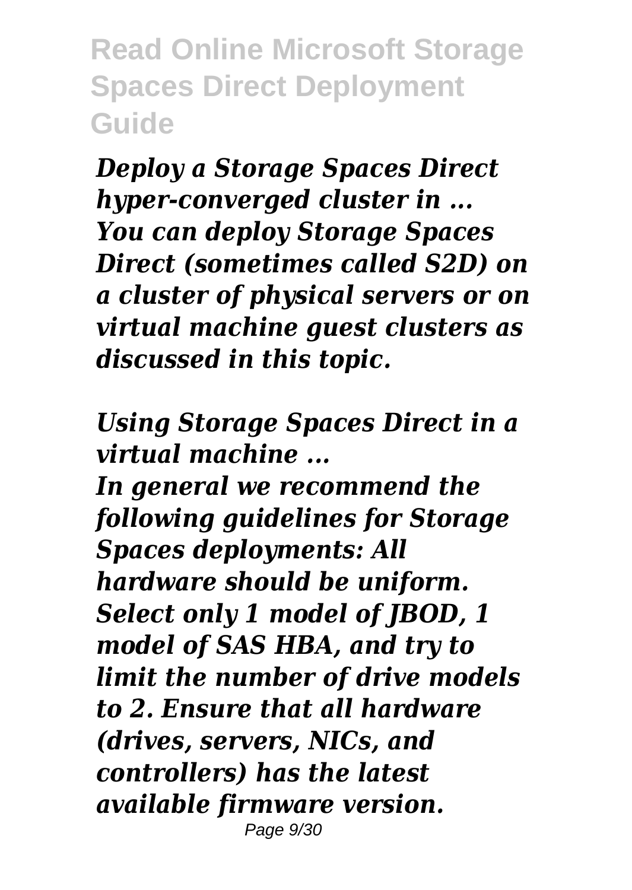*Deploy a Storage Spaces Direct hyper-converged cluster in ...*
*You can deploy Storage Spaces Direct (sometimes called S2D) on a cluster of physical servers or on virtual machine guest clusters as discussed in this topic.*

*Using Storage Spaces Direct in a virtual machine ...*
*In general we recommend the following guidelines for Storage Spaces deployments: All hardware should be uniform. Select only 1 model of JBOD, 1 model of SAS HBA, and try to limit the number of drive models to 2. Ensure that all hardware (drives, servers, NICs, and controllers) has the latest available firmware version.*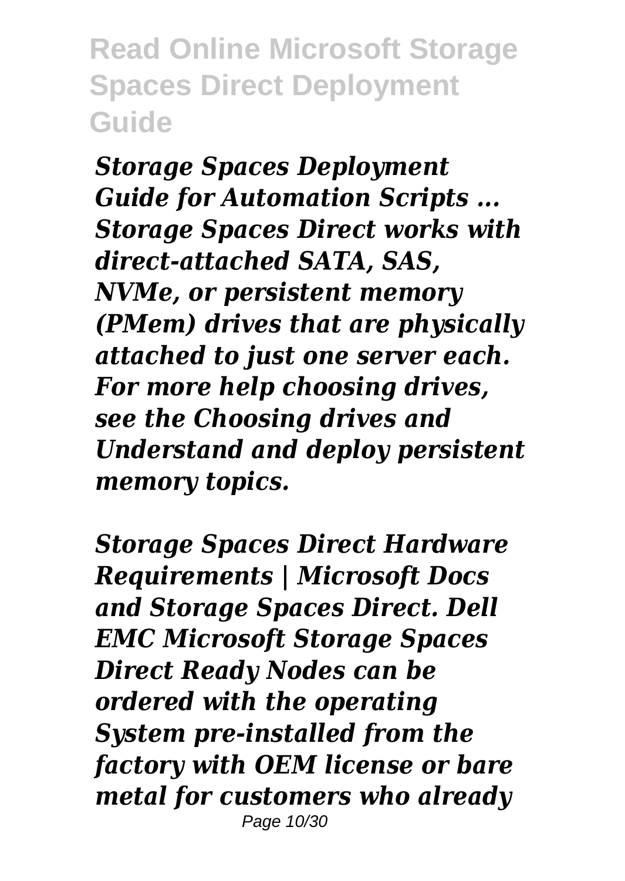*Storage Spaces Deployment Guide for Automation Scripts ...* *Storage Spaces Direct works with direct-attached SATA, SAS, NVMe, or persistent memory (PMem) drives that are physically attached to just one server each. For more help choosing drives, see the Choosing drives and Understand and deploy persistent memory topics.*

*Storage Spaces Direct Hardware Requirements | Microsoft Docs* *and Storage Spaces Direct. Dell EMC Microsoft Storage Spaces Direct Ready Nodes can be ordered with the operating System pre-installed from the factory with OEM license or bare metal for customers who already*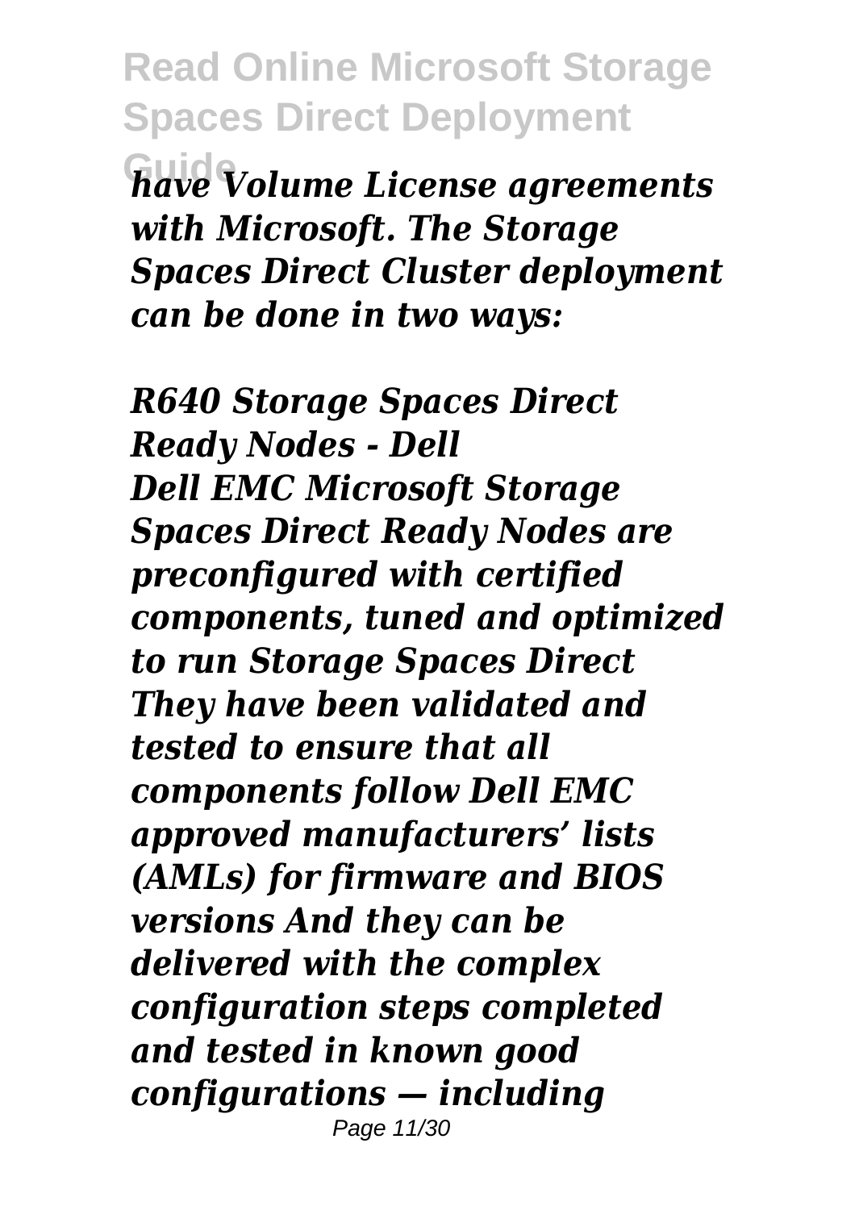*have Volume License agreements with Microsoft. The Storage Spaces Direct Cluster deployment can be done in two ways:*

## *R640 Storage Spaces Direct Ready Nodes - Dell*

*Dell EMC Microsoft Storage Spaces Direct Ready Nodes are preconfigured with certified components, tuned and optimized to run Storage Spaces Direct They have been validated and tested to ensure that all components follow Dell EMC approved manufacturers' lists (AMLs) for firmware and BIOS versions And they can be delivered with the complex configuration steps completed and tested in known good configurations — including*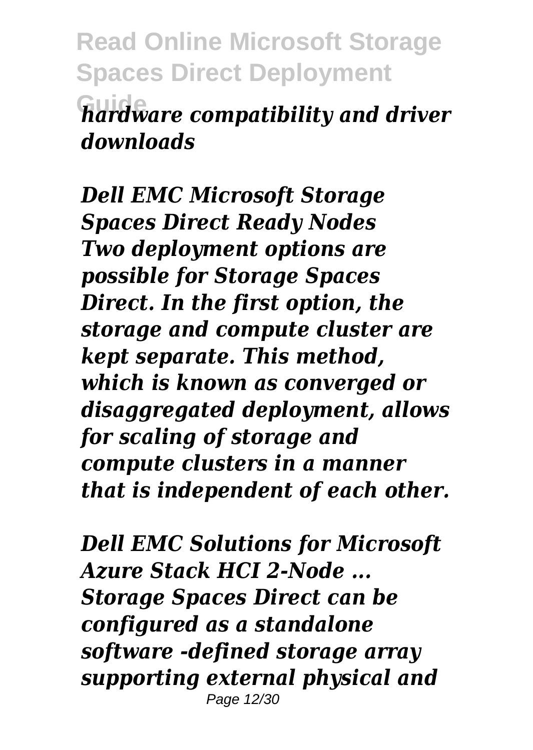*hardware compatibility and driver downloads*

***Dell EMC Microsoft Storage Spaces Direct Ready Nodes***
***Two deployment options are possible for Storage Spaces Direct. In the first option, the storage and compute cluster are kept separate. This method, which is known as converged or disaggregated deployment, allows for scaling of storage and compute clusters in a manner that is independent of each other.***

***Dell EMC Solutions for Microsoft Azure Stack HCI 2-Node ...***
***Storage Spaces Direct can be configured as a standalone software -defined storage array supporting external physical and***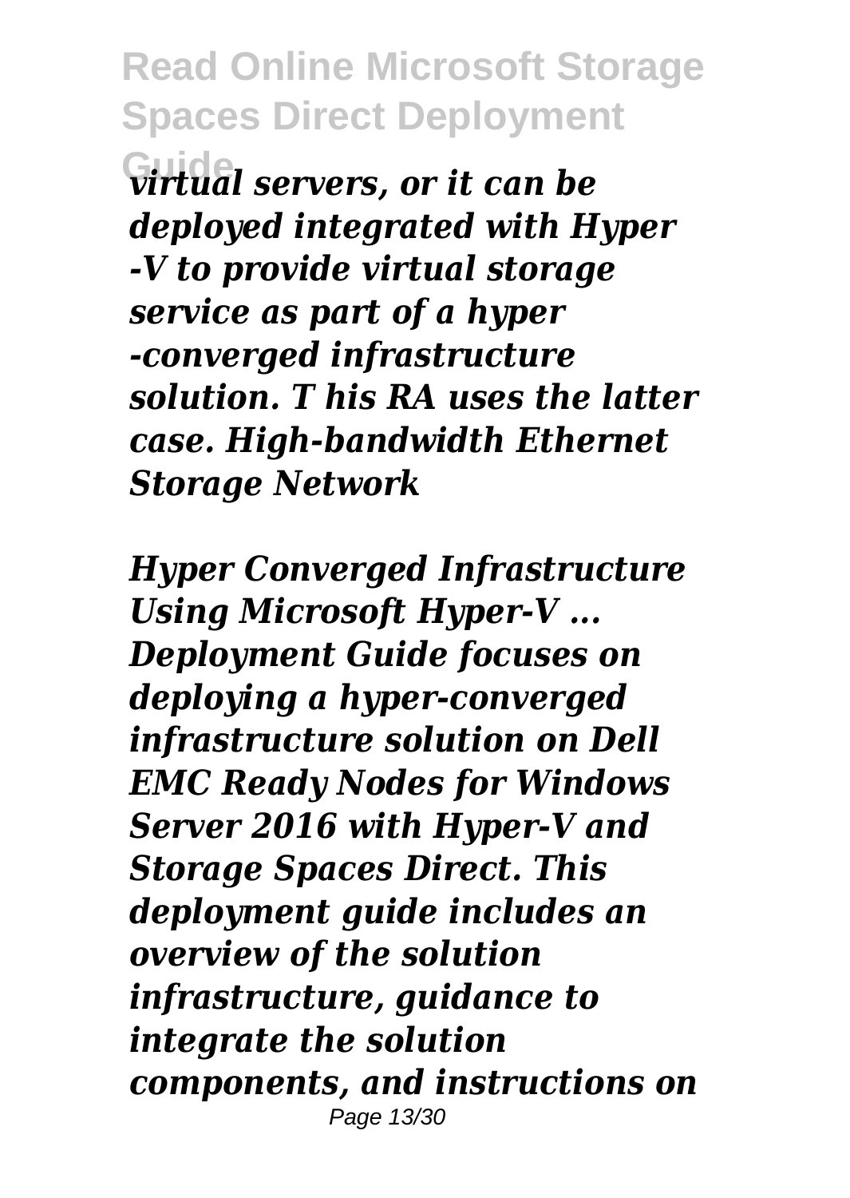*virtual servers, or it can be deployed integrated with Hyper -V to provide virtual storage service as part of a hyper -converged infrastructure solution. T his RA uses the latter case. High-bandwidth Ethernet Storage Network*

*Hyper Converged Infrastructure Using Microsoft Hyper-V ...*
*Deployment Guide focuses on deploying a hyper-converged infrastructure solution on Dell EMC Ready Nodes for Windows Server 2016 with Hyper-V and Storage Spaces Direct. This deployment guide includes an overview of the solution infrastructure, guidance to integrate the solution components, and instructions on*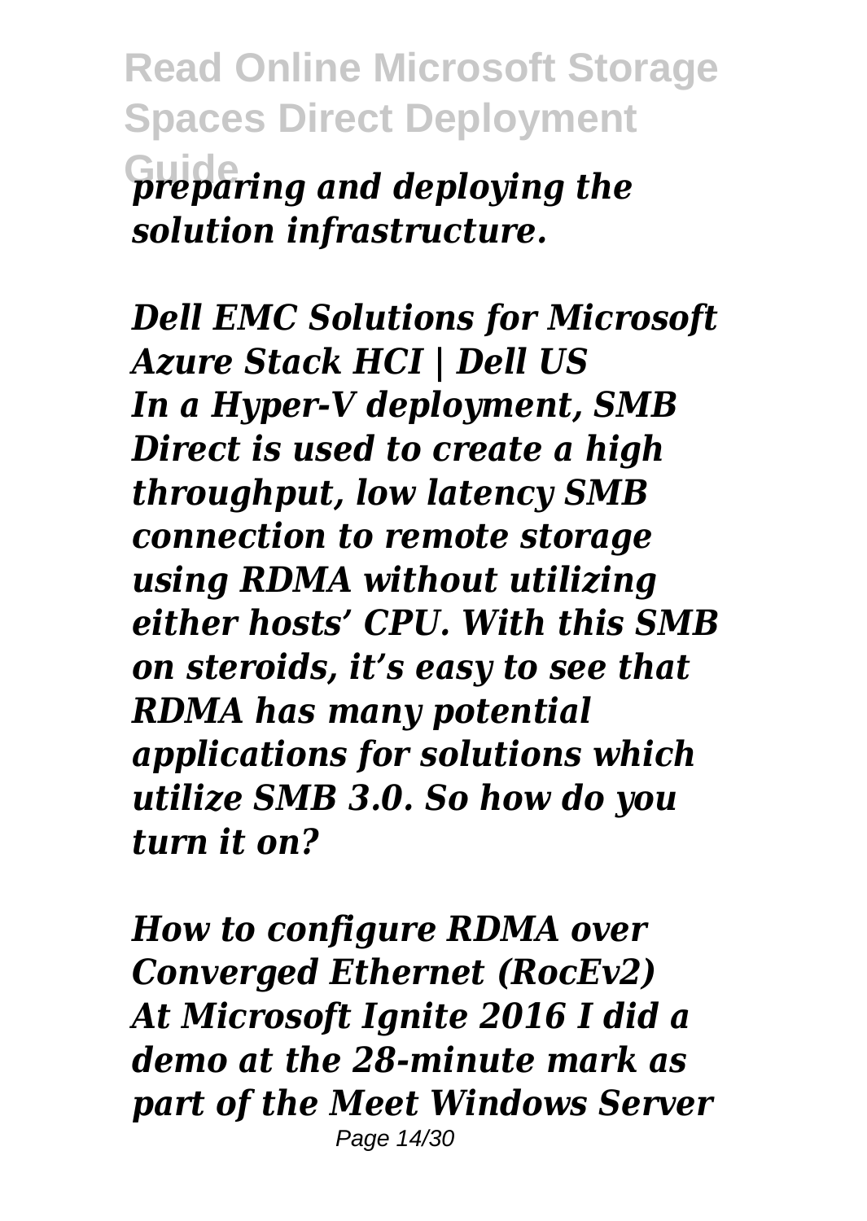*preparing and deploying the solution infrastructure.*

***Dell EMC Solutions for Microsoft Azure Stack HCI | Dell US***
***In a Hyper-V deployment, SMB Direct is used to create a high throughput, low latency SMB connection to remote storage using RDMA without utilizing either hosts' CPU. With this SMB on steroids, it's easy to see that RDMA has many potential applications for solutions which utilize SMB 3.0. So how do you turn it on?***

***How to configure RDMA over Converged Ethernet (RocEv2)***
***At Microsoft Ignite 2016 I did a demo at the 28-minute mark as part of the Meet Windows Server***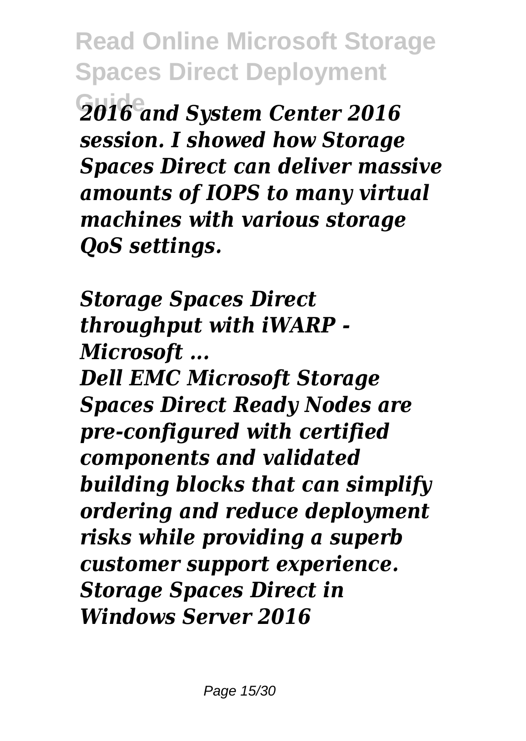*2016 and System Center 2016 session. I showed how Storage Spaces Direct can deliver massive amounts of IOPS to many virtual machines with various storage QoS settings.*

*Storage Spaces Direct throughput with iWARP - Microsoft ...*

*Dell EMC Microsoft Storage Spaces Direct Ready Nodes are pre-configured with certified components and validated building blocks that can simplify ordering and reduce deployment risks while providing a superb customer support experience. Storage Spaces Direct in Windows Server 2016*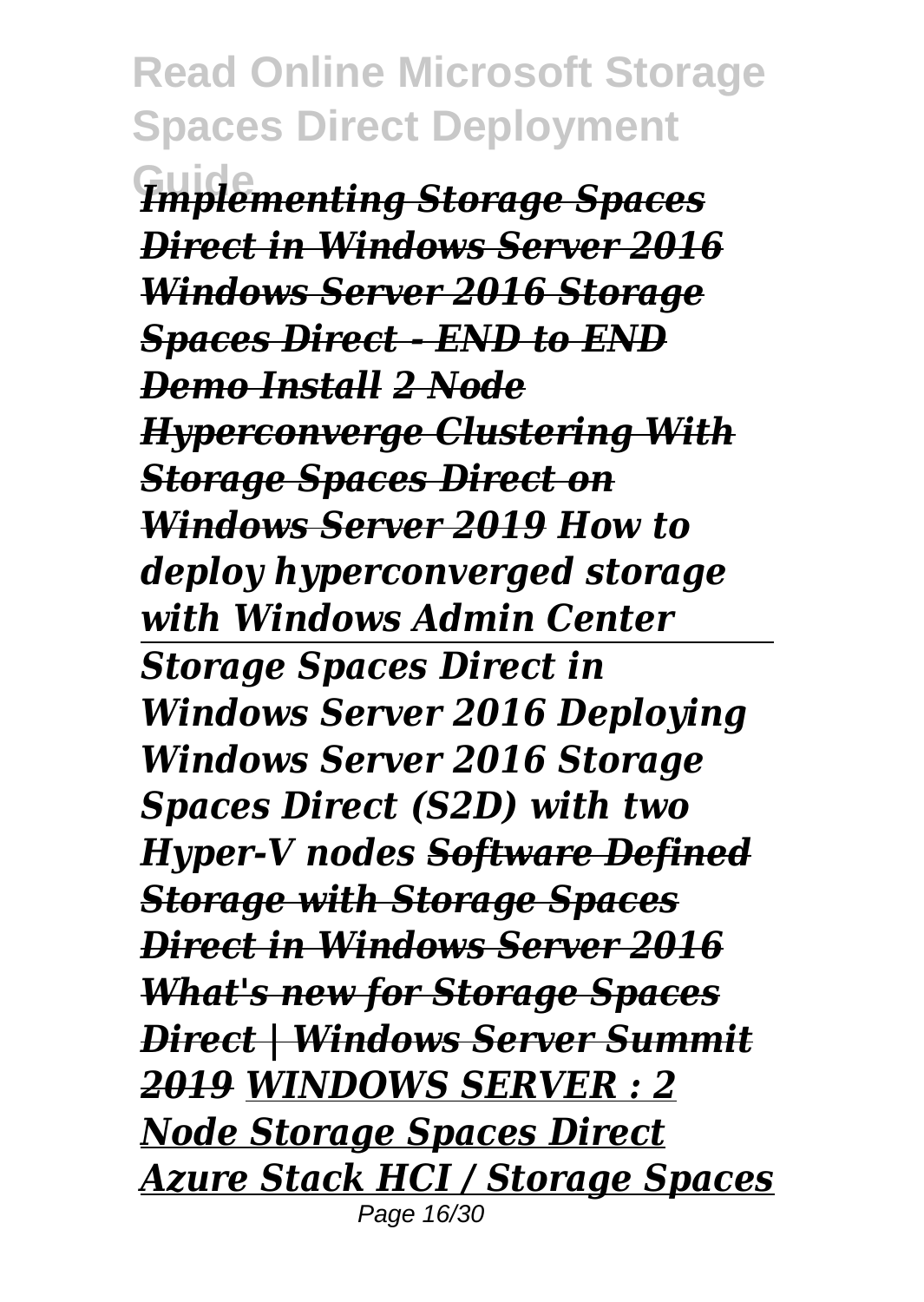*Implementing Storage Spaces Direct in Windows Server 2016 Windows Server 2016 Storage Spaces Direct - END to END Demo Install 2 Node Hyperconverge Clustering With Storage Spaces Direct on Windows Server 2019 How to deploy hyperconverged storage with Windows Admin Center*

*Storage Spaces Direct in Windows Server 2016 Deploying Windows Server 2016 Storage Spaces Direct (S2D) with two Hyper-V nodes Software Defined Storage with Storage Spaces Direct in Windows Server 2016 What's new for Storage Spaces Direct | Windows Server Summit 2019 WINDOWS SERVER : 2 Node Storage Spaces Direct Azure Stack HCI / Storage Spaces*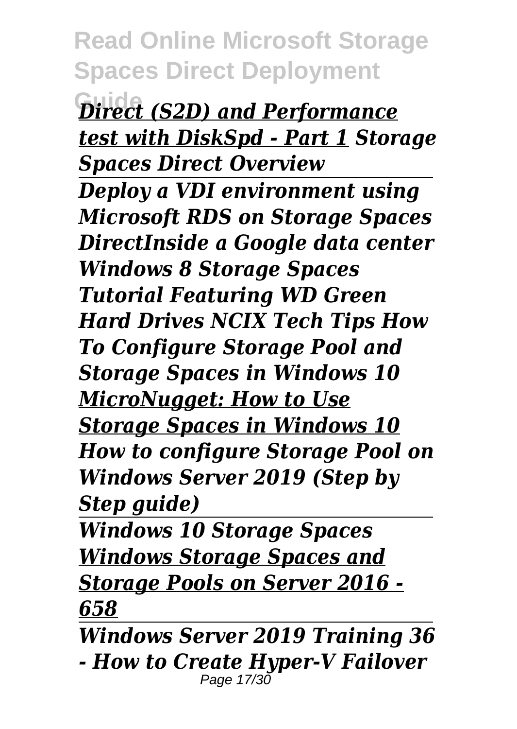***Direct (S2D) and Performance test with DiskSpd - Part 1*** ***Storage Spaces Direct Overview***

***Deploy a VDI environment using Microsoft RDS on Storage Spaces DirectInside a Google data center Windows 8 Storage Spaces Tutorial Featuring WD Green Hard Drives NCIX Tech Tips How To Configure Storage Pool and Storage Spaces in Windows 10*** ***MicroNugget: How to Use Storage Spaces in Windows 10*** ***How to configure Storage Pool on Windows Server 2019 (Step by Step guide)***

***Windows 10 Storage Spaces*** ***Windows Storage Spaces and Storage Pools on Server 2016 - 658***

***Windows Server 2019 Training 36 - How to Create Hyper-V Failover***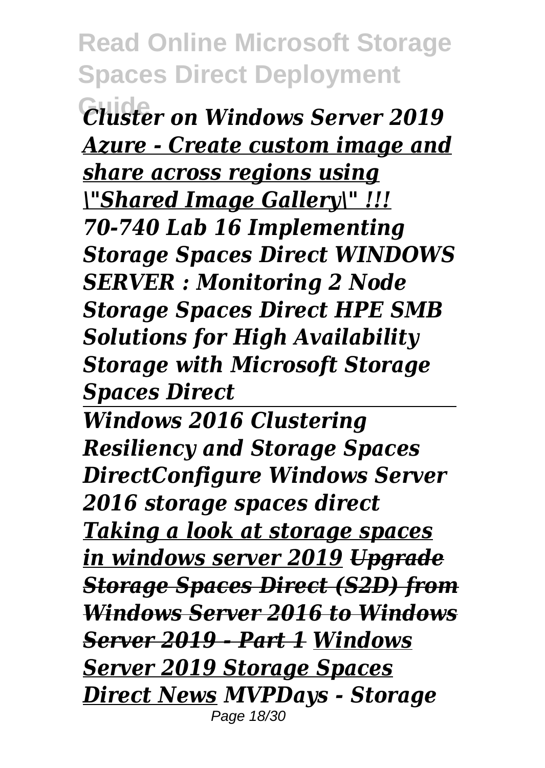*Cluster on Windows Server 2019* *Azure - Create custom image and share across regions using \"Shared Image Gallery\" !!!* ***70-740 Lab 16 Implementing Storage Spaces Direct WINDOWS SERVER : Monitoring 2 Node Storage Spaces Direct HPE SMB Solutions for High Availability Storage with Microsoft Storage Spaces Direct***

***Windows 2016 Clustering Resiliency and Storage Spaces DirectConfigure Windows Server 2016 storage spaces direct*** *Taking a look at storage spaces in windows server 2019* ***~~Upgrade Storage Spaces Direct (S2D) from Windows Server 2016 to Windows Server 2019 - Part 1~~*** *Windows Server 2019 Storage Spaces Direct News* ***MVPDays - Storage***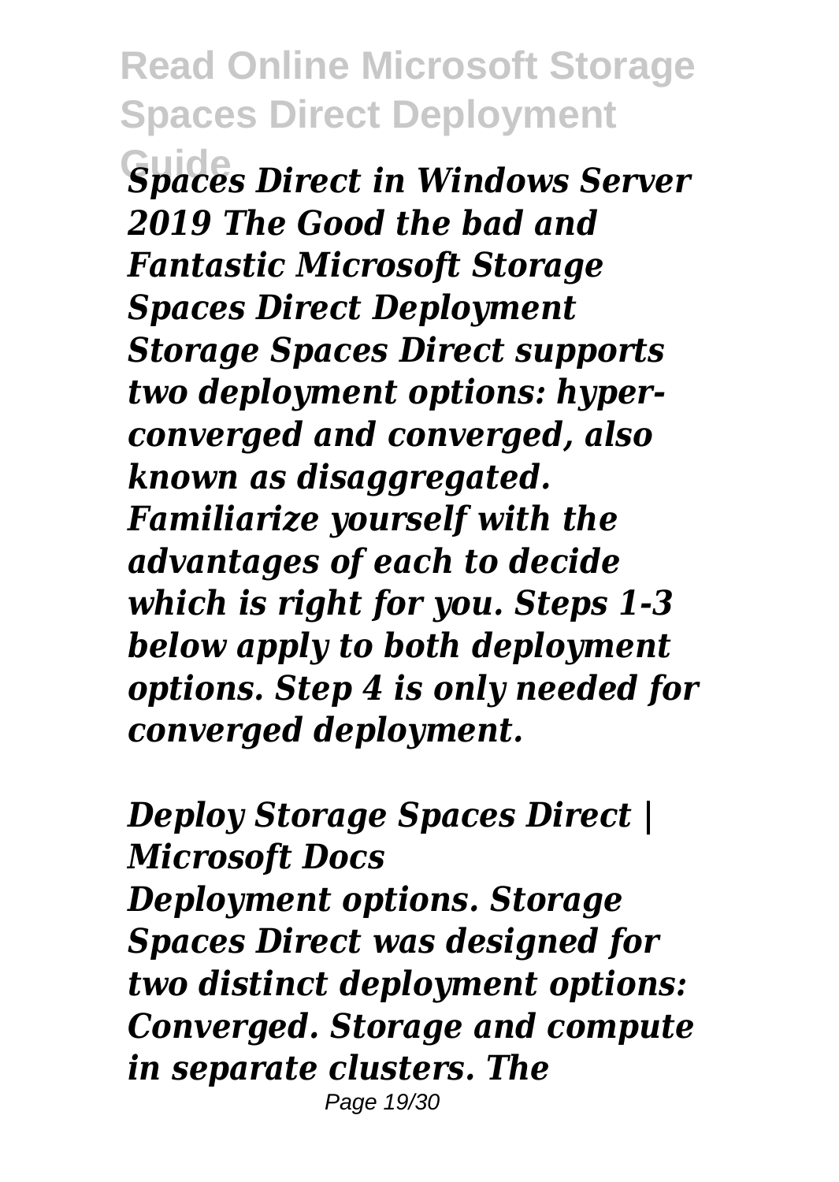*Spaces Direct in Windows Server 2019 The Good the bad and Fantastic Microsoft Storage Spaces Direct Deployment Storage Spaces Direct supports two deployment options: hyper-converged and converged, also known as disaggregated. Familiarize yourself with the advantages of each to decide which is right for you. Steps 1-3 below apply to both deployment options. Step 4 is only needed for converged deployment.*

*Deploy Storage Spaces Direct | Microsoft Docs*

*Deployment options. Storage Spaces Direct was designed for two distinct deployment options: Converged. Storage and compute in separate clusters. The*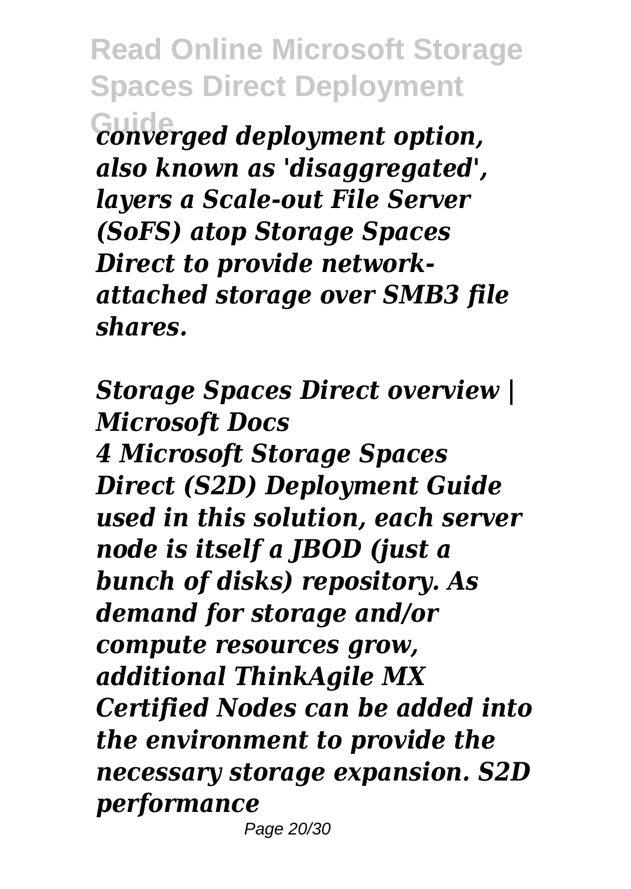*converged deployment option, also known as 'disaggregated', layers a Scale-out File Server (SoFS) atop Storage Spaces Direct to provide network-attached storage over SMB3 file shares.*

*Storage Spaces Direct overview | Microsoft Docs*

*4 Microsoft Storage Spaces Direct (S2D) Deployment Guide used in this solution, each server node is itself a JBOD (just a bunch of disks) repository. As demand for storage and/or compute resources grow, additional ThinkAgile MX Certified Nodes can be added into the environment to provide the necessary storage expansion. S2D performance*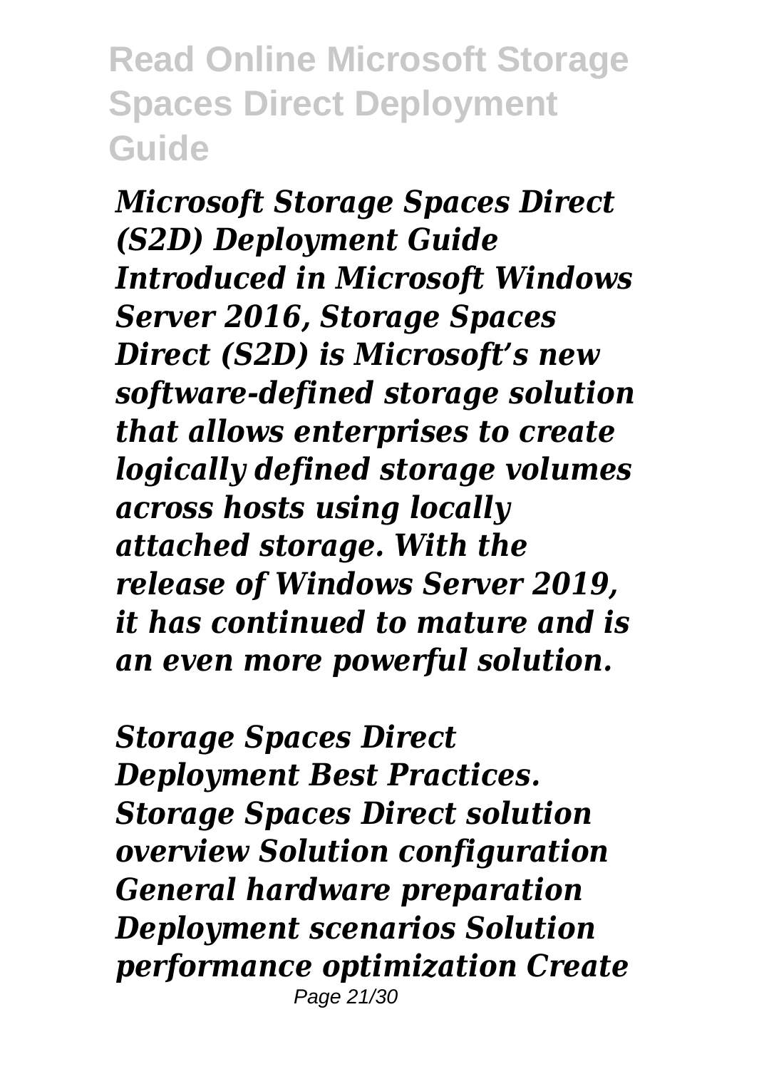*Microsoft Storage Spaces Direct (S2D) Deployment Guide Introduced in Microsoft Windows Server 2016, Storage Spaces Direct (S2D) is Microsoft's new software-defined storage solution that allows enterprises to create logically defined storage volumes across hosts using locally attached storage. With the release of Windows Server 2019, it has continued to mature and is an even more powerful solution.*

*Storage Spaces Direct Deployment Best Practices. Storage Spaces Direct solution overview Solution configuration General hardware preparation Deployment scenarios Solution performance optimization Create*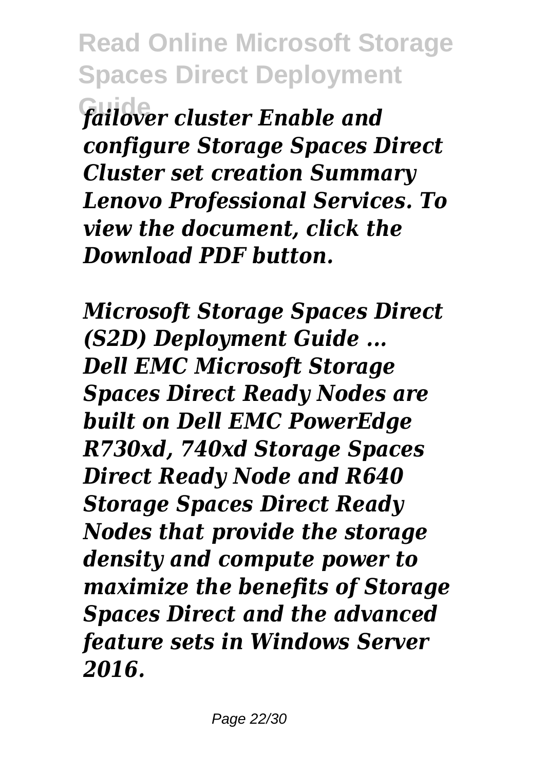*failover cluster Enable and configure Storage Spaces Direct Cluster set creation Summary Lenovo Professional Services. To view the document, click the Download PDF button.*

*Microsoft Storage Spaces Direct (S2D) Deployment Guide ...*
*Dell EMC Microsoft Storage Spaces Direct Ready Nodes are built on Dell EMC PowerEdge R730xd, 740xd Storage Spaces Direct Ready Node and R640 Storage Spaces Direct Ready Nodes that provide the storage density and compute power to maximize the benefits of Storage Spaces Direct and the advanced feature sets in Windows Server 2016.*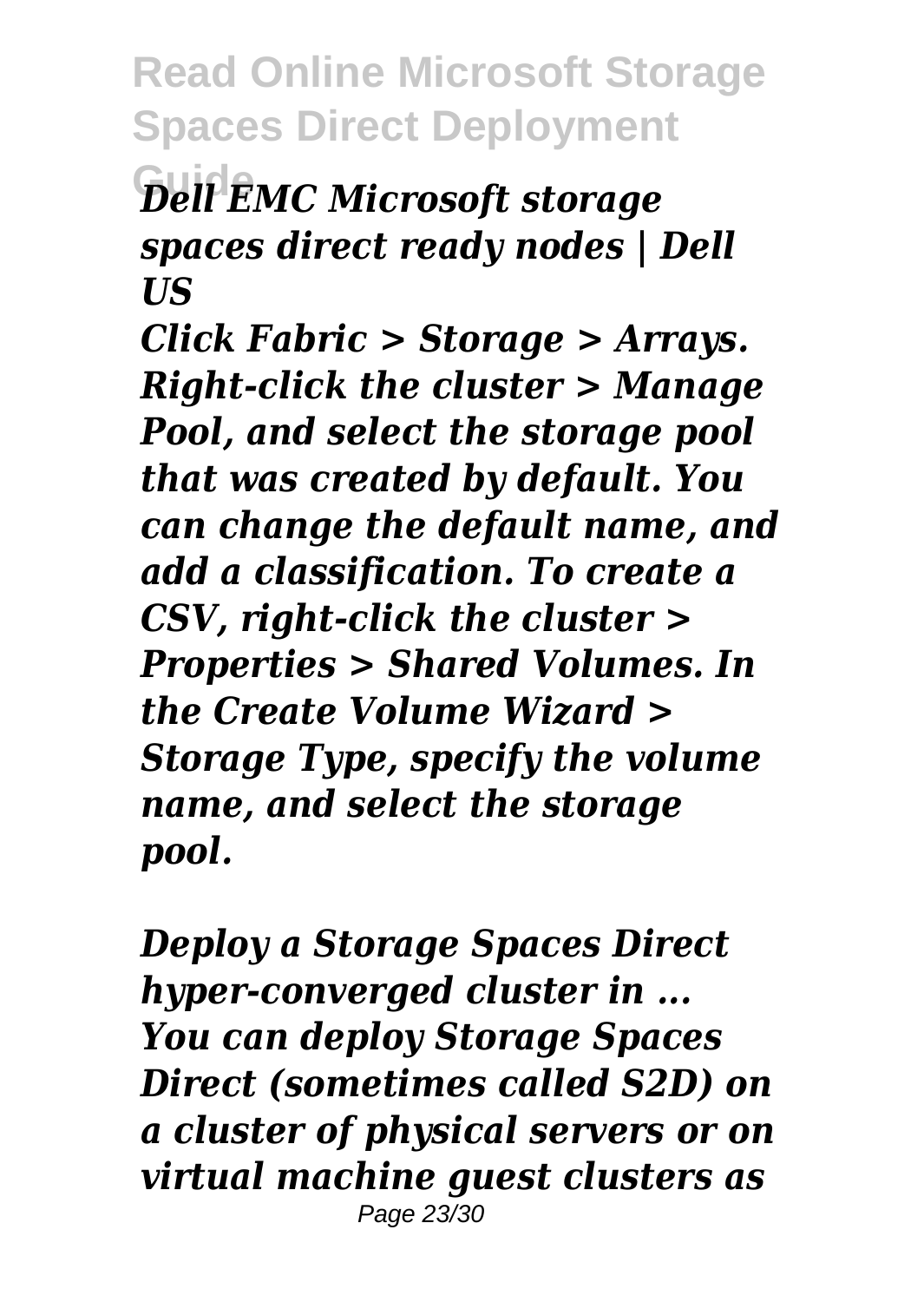***Dell EMC Microsoft storage spaces direct ready nodes | Dell US***

***Click Fabric > Storage > Arrays. Right-click the cluster > Manage Pool, and select the storage pool that was created by default. You can change the default name, and add a classification. To create a CSV, right-click the cluster > Properties > Shared Volumes. In the Create Volume Wizard > Storage Type, specify the volume name, and select the storage pool.***

***Deploy a Storage Spaces Direct hyper-converged cluster in ...***

***You can deploy Storage Spaces Direct (sometimes called S2D) on a cluster of physical servers or on virtual machine guest clusters as***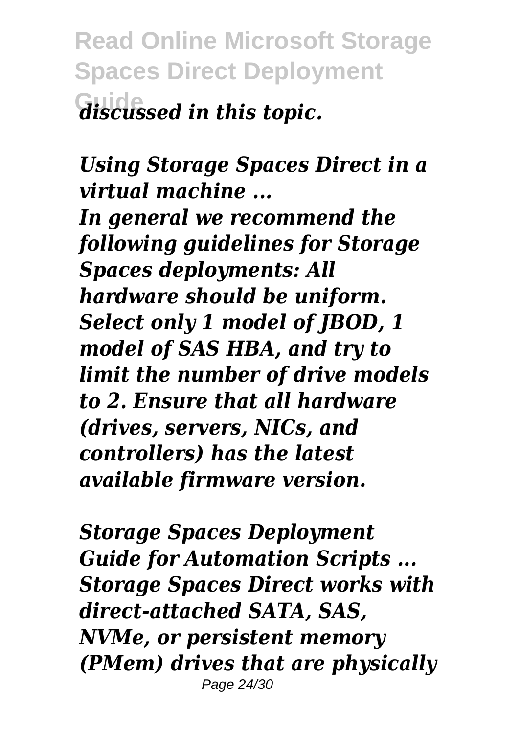*discussed in this topic.*

***Using Storage Spaces Direct in a virtual machine ...***

***In general we recommend the following guidelines for Storage Spaces deployments: All hardware should be uniform. Select only 1 model of JBOD, 1 model of SAS HBA, and try to limit the number of drive models to 2. Ensure that all hardware (drives, servers, NICs, and controllers) has the latest available firmware version.***

***Storage Spaces Deployment Guide for Automation Scripts ...***
***Storage Spaces Direct works with direct-attached SATA, SAS, NVMe, or persistent memory (PMem) drives that are physically***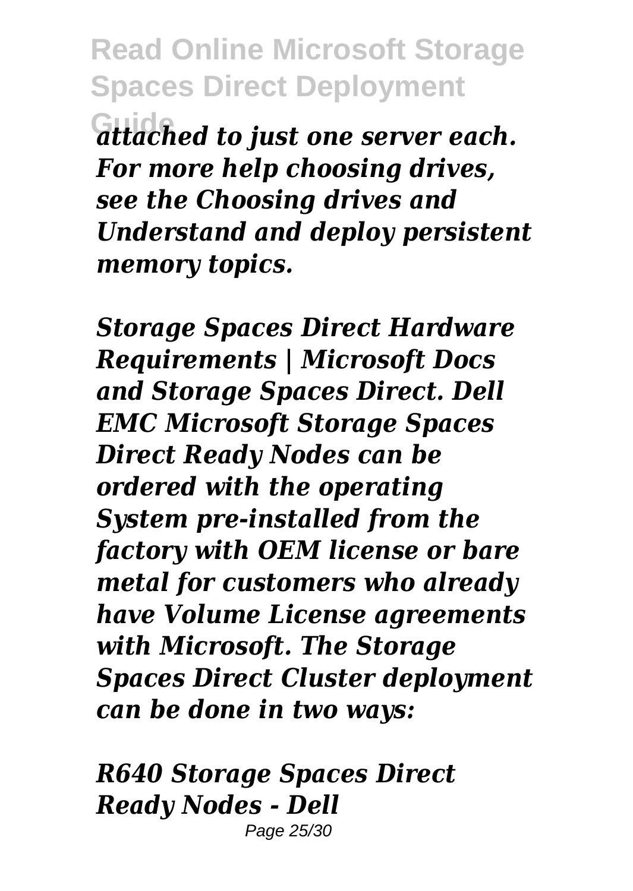*attached to just one server each. For more help choosing drives, see the Choosing drives and Understand and deploy persistent memory topics.*

*Storage Spaces Direct Hardware Requirements | Microsoft Docs and Storage Spaces Direct. Dell EMC Microsoft Storage Spaces Direct Ready Nodes can be ordered with the operating System pre-installed from the factory with OEM license or bare metal for customers who already have Volume License agreements with Microsoft. The Storage Spaces Direct Cluster deployment can be done in two ways:*

*R640 Storage Spaces Direct Ready Nodes - Dell*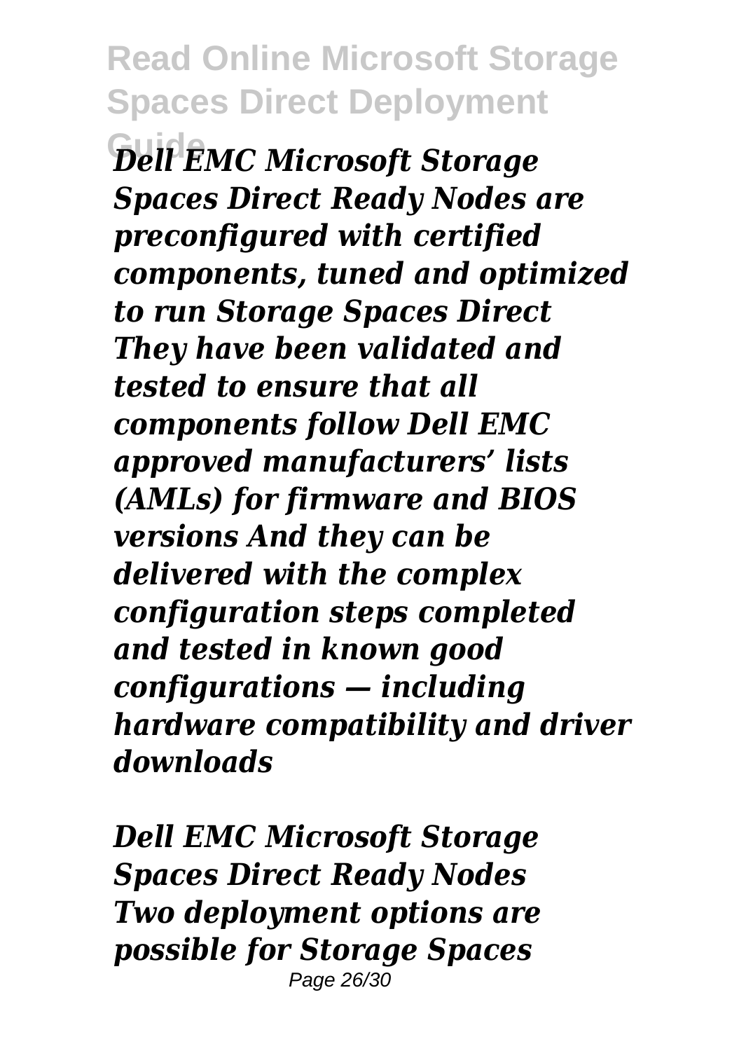***Dell EMC Microsoft Storage Spaces Direct Ready Nodes are preconfigured with certified components, tuned and optimized to run Storage Spaces Direct They have been validated and tested to ensure that all components follow Dell EMC approved manufacturers' lists (AMLs) for firmware and BIOS versions And they can be delivered with the complex configuration steps completed and tested in known good configurations — including hardware compatibility and driver downloads***

***Dell EMC Microsoft Storage Spaces Direct Ready Nodes***

***Two deployment options are possible for Storage Spaces***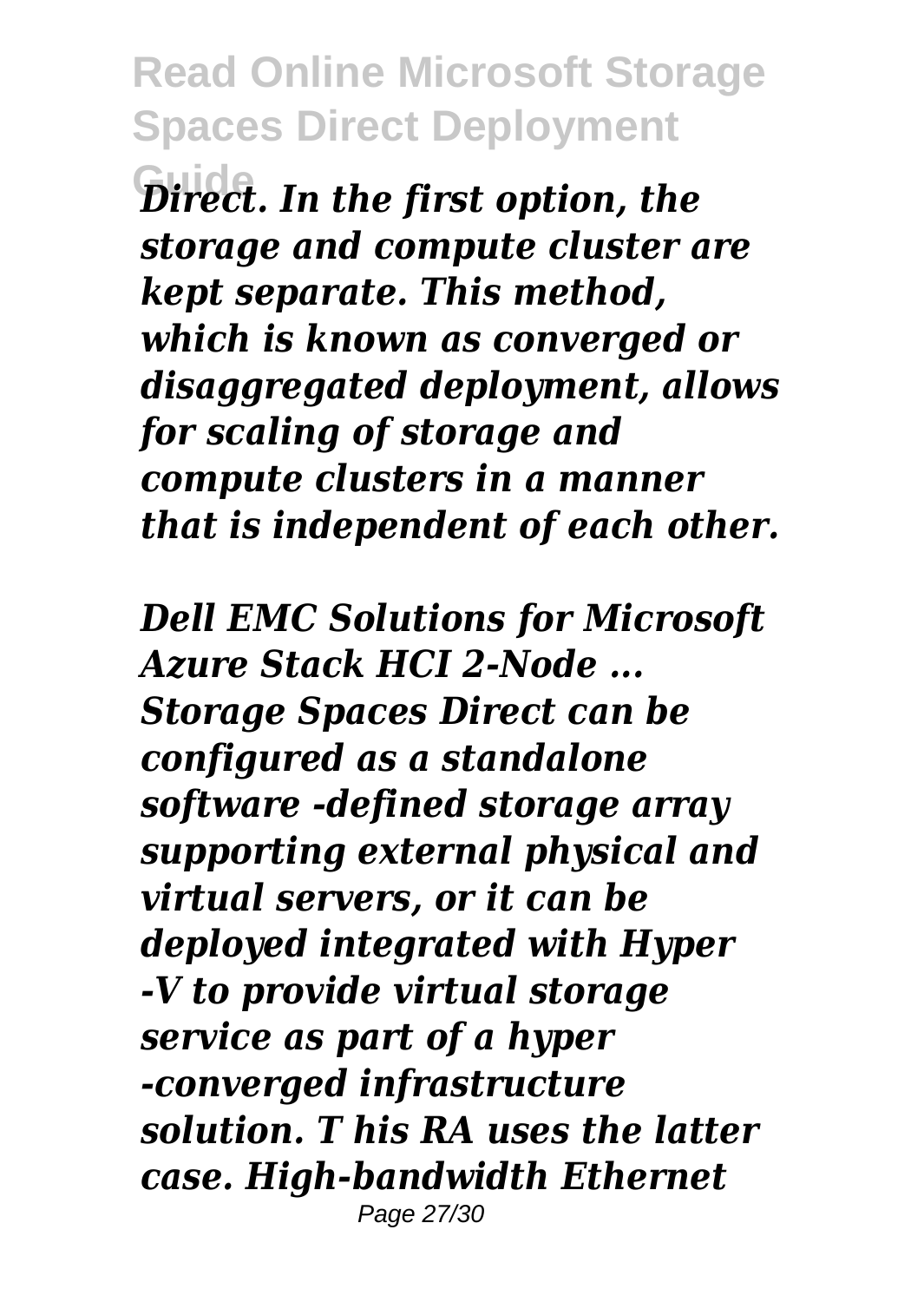*Direct. In the first option, the storage and compute cluster are kept separate. This method, which is known as converged or disaggregated deployment, allows for scaling of storage and compute clusters in a manner that is independent of each other.*

*Dell EMC Solutions for Microsoft Azure Stack HCI 2-Node ...*
*Storage Spaces Direct can be configured as a standalone software -defined storage array supporting external physical and virtual servers, or it can be deployed integrated with Hyper -V to provide virtual storage service as part of a hyper -converged infrastructure solution. T his RA uses the latter case. High-bandwidth Ethernet*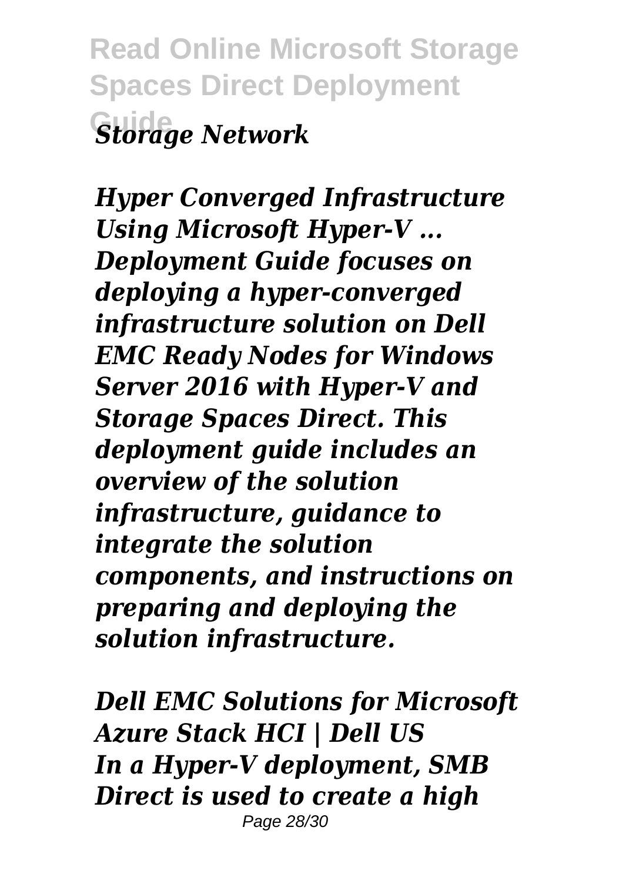*Storage Network*

*Hyper Converged Infrastructure Using Microsoft Hyper-V ...*
*Deployment Guide focuses on deploying a hyper-converged infrastructure solution on Dell EMC Ready Nodes for Windows Server 2016 with Hyper-V and Storage Spaces Direct. This deployment guide includes an overview of the solution infrastructure, guidance to integrate the solution components, and instructions on preparing and deploying the solution infrastructure.*

*Dell EMC Solutions for Microsoft Azure Stack HCI | Dell US*
*In a Hyper-V deployment, SMB Direct is used to create a high*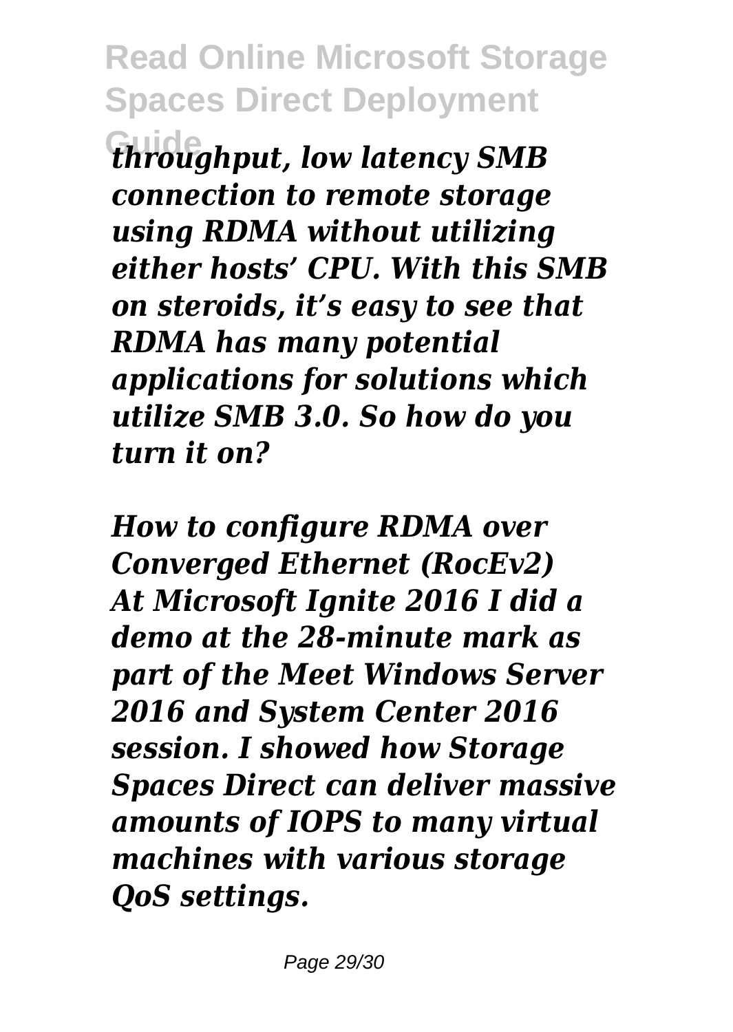*throughput, low latency SMB connection to remote storage using RDMA without utilizing either hosts' CPU. With this SMB on steroids, it's easy to see that RDMA has many potential applications for solutions which utilize SMB 3.0. So how do you turn it on?*

*How to configure RDMA over Converged Ethernet (RocEv2)*
*At Microsoft Ignite 2016 I did a demo at the 28-minute mark as part of the Meet Windows Server 2016 and System Center 2016 session. I showed how Storage Spaces Direct can deliver massive amounts of IOPS to many virtual machines with various storage QoS settings.*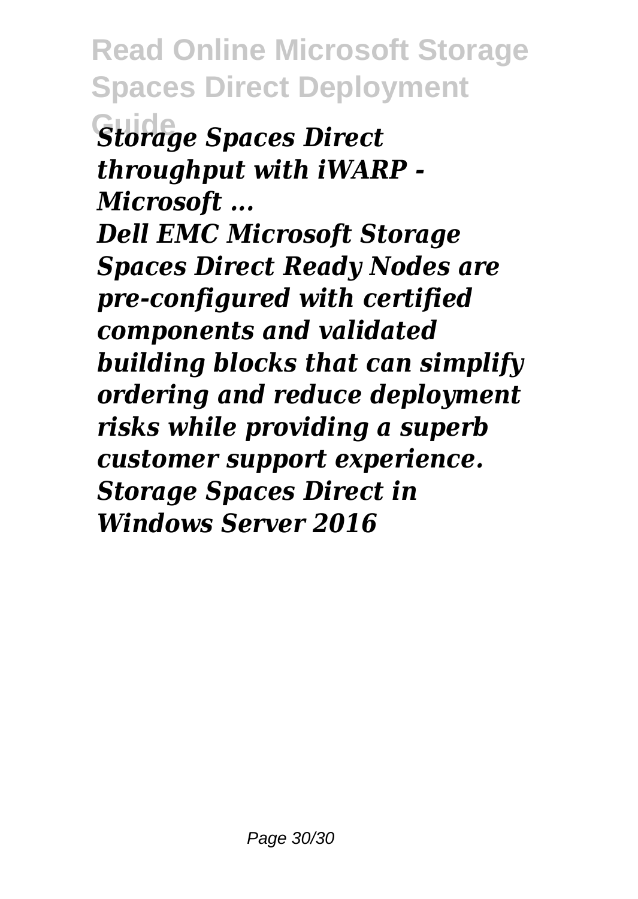*Storage Spaces Direct throughput with iWARP - Microsoft ...*

*Dell EMC Microsoft Storage Spaces Direct Ready Nodes are pre-configured with certified components and validated building blocks that can simplify ordering and reduce deployment risks while providing a superb customer support experience.*

*Storage Spaces Direct in Windows Server 2016*